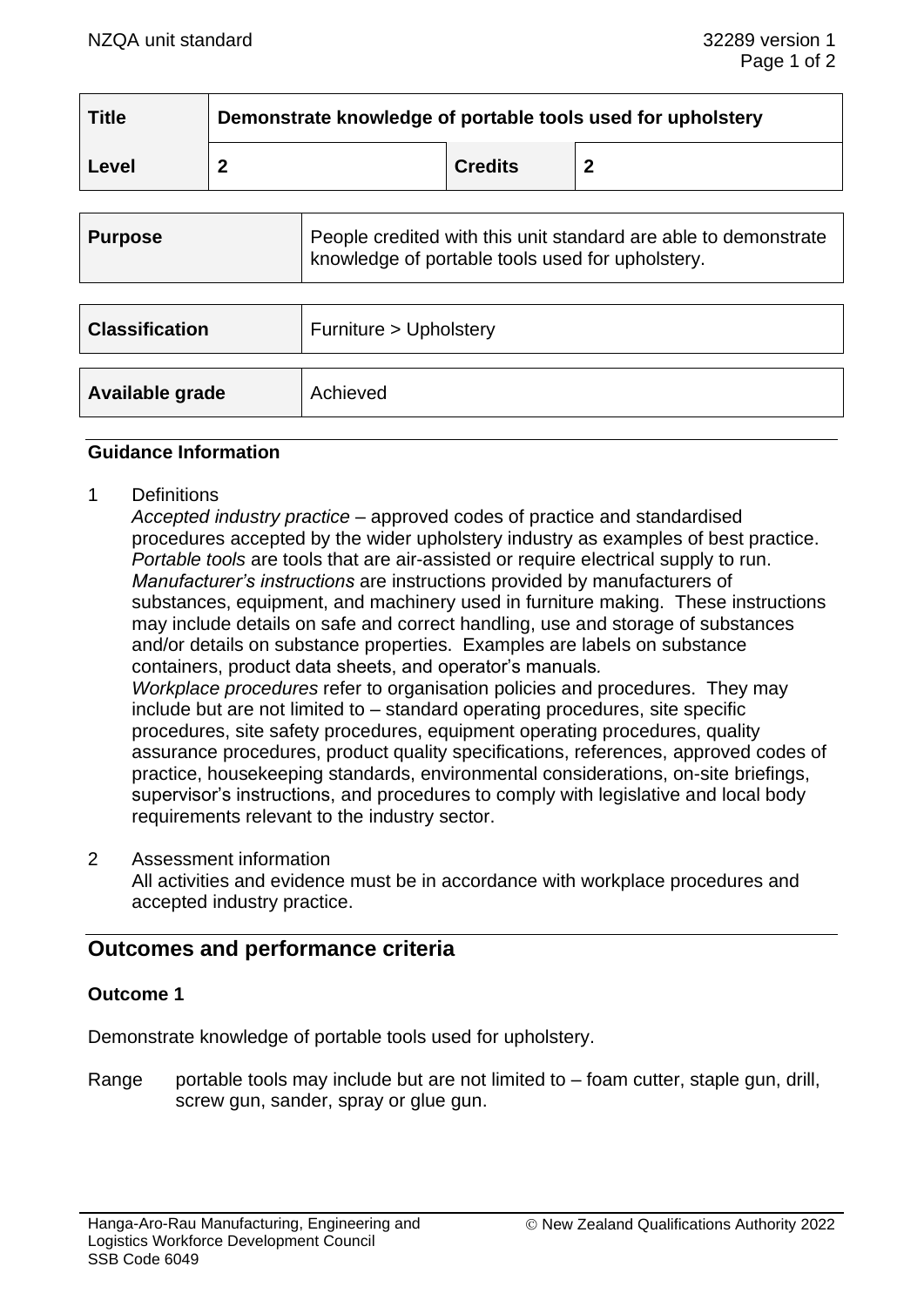| Title | Demonstrate knowledge of portable tools used for upholstery | | |
|---|---|---|---|
| Level | 2 | Credits | 2 |

| Purpose | People credited with this unit standard are able to demonstrate knowledge of portable tools used for upholstery. |
|---|---|

| Classification | Furniture > Upholstery |
|---|---|

| Available grade | Achieved |
|---|---|

## Guidance Information

1 Definitions

*Accepted industry practice* – approved codes of practice and standardised procedures accepted by the wider upholstery industry as examples of best practice.
*Portable tools* are tools that are air-assisted or require electrical supply to run.
*Manufacturer's instructions* are instructions provided by manufacturers of substances, equipment, and machinery used in furniture making. These instructions may include details on safe and correct handling, use and storage of substances and/or details on substance properties. Examples are labels on substance containers, product data sheets, and operator's manuals.
*Workplace procedures* refer to organisation policies and procedures. They may include but are not limited to – standard operating procedures, site specific procedures, site safety procedures, equipment operating procedures, quality assurance procedures, product quality specifications, references, approved codes of practice, housekeeping standards, environmental considerations, on-site briefings, supervisor's instructions, and procedures to comply with legislative and local body requirements relevant to the industry sector.

2 Assessment information

All activities and evidence must be in accordance with workplace procedures and accepted industry practice.

## Outcomes and performance criteria

### Outcome 1

Demonstrate knowledge of portable tools used for upholstery.

Range portable tools may include but are not limited to – foam cutter, staple gun, drill, screw gun, sander, spray or glue gun.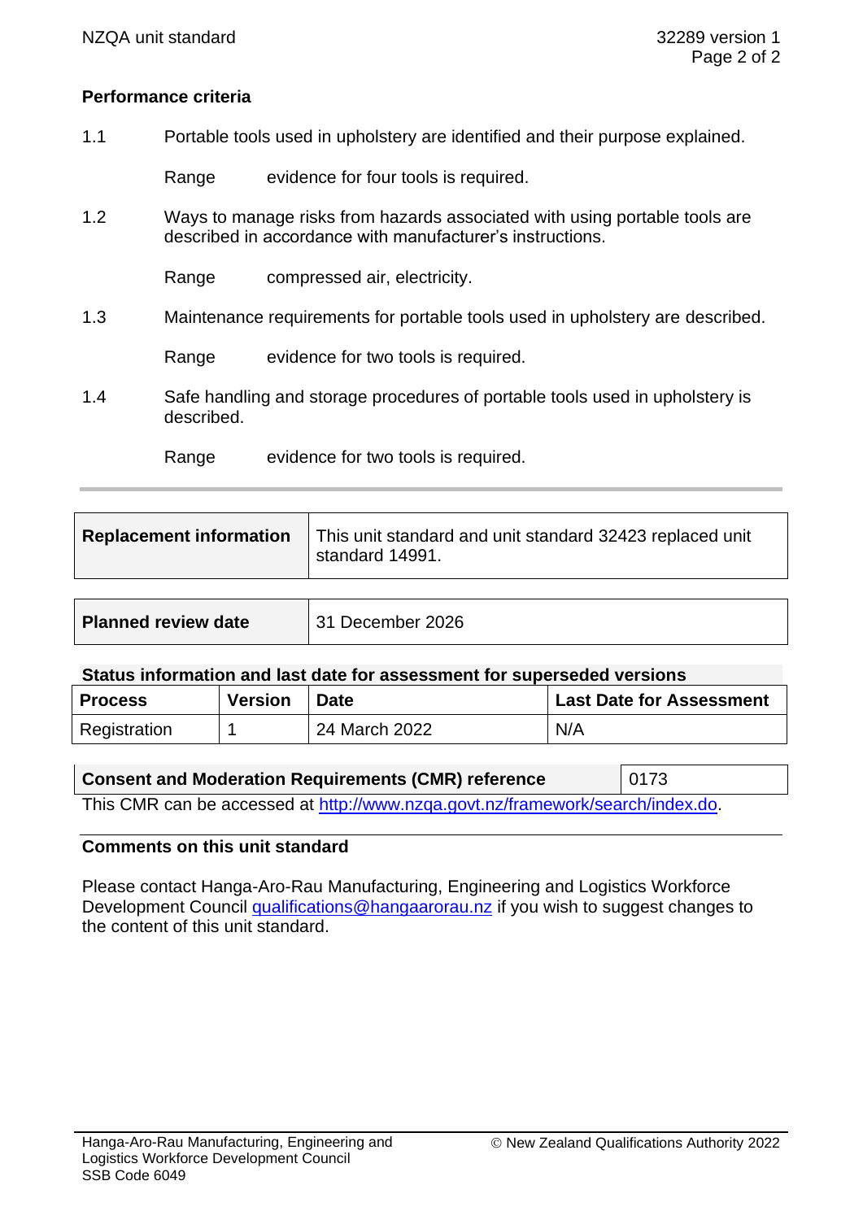## Performance criteria

1.1 Portable tools used in upholstery are identified and their purpose explained.

Range evidence for four tools is required.

1.2 Ways to manage risks from hazards associated with using portable tools are described in accordance with manufacturer's instructions.

Range compressed air, electricity.

1.3 Maintenance requirements for portable tools used in upholstery are described.

Range evidence for two tools is required.

1.4 Safe handling and storage procedures of portable tools used in upholstery is described.

Range evidence for two tools is required.

| | |
|---|---|
| **Replacement information** | This unit standard and unit standard 32423 replaced unit standard 14991. |

| | |
|---|---|
| **Planned review date** | 31 December 2026 |

**Status information and last date for assessment for superseded versions**

| Process | Version | Date | Last Date for Assessment |
|---|---|---|---|
| Registration | 1 | 24 March 2022 | N/A |

| | |
|---|---|
| **Consent and Moderation Requirements (CMR) reference** | 0173 |

This CMR can be accessed at http://www.nzqa.govt.nz/framework/search/index.do.

**Comments on this unit standard**

Please contact Hanga-Aro-Rau Manufacturing, Engineering and Logistics Workforce Development Council qualifications@hangaarorau.nz if you wish to suggest changes to the content of this unit standard.